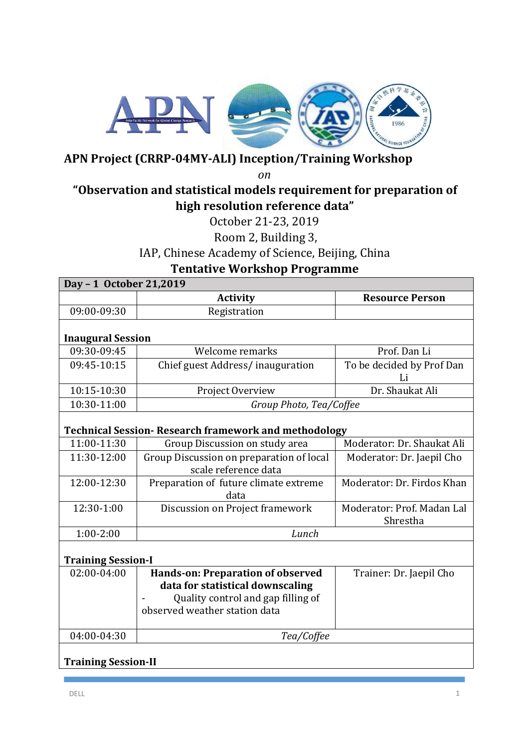# APN Project (CRRP-04MY-ALI) Inception/Training Workshop

*on*

## "Observation and statistical models requirement for preparation of high resolution reference data"

October 21-23, 2019

Room 2, Building 3,

IAP, Chinese Academy of Science, Beijing, China

## Tentative Workshop Programme

| **Day – 1 October 21,2019** | | |
|---|---|---|
| | **Activity** | **Resource Person** |
| 09:00-09:30 | Registration | |
| **Inaugural Session** | | |
| 09:30-09:45 | Welcome remarks | Prof. Dan Li |
| 09:45-10:15 | Chief guest Address/ inauguration | To be decided by Prof Dan Li |
| 10:15-10:30 | Project Overview | Dr. Shaukat Ali |
| 10:30-11:00 | *Group Photo, Tea/Coffee* | |
| **Technical Session- Research framework and methodology** | | |
| 11:00-11:30 | Group Discussion on study area | Moderator: Dr. Shaukat Ali |
| 11:30-12:00 | Group Discussion on preparation of local scale reference data | Moderator: Dr. Jaepil Cho |
| 12:00-12:30 | Preparation of future climate extreme data | Moderator: Dr. Firdos Khan |
| 12:30-1:00 | Discussion on Project framework | Moderator: Prof. Madan Lal Shrestha |
| 1:00-2:00 | *Lunch* | |
| **Training Session-I** | | |
| 02:00-04:00 | **Hands-on: Preparation of observed data for statistical downscaling** - Quality control and gap filling of observed weather station data | Trainer: Dr. Jaepil Cho |
| 04:00-04:30 | *Tea/Coffee* | |
| **Training Session-II** | | |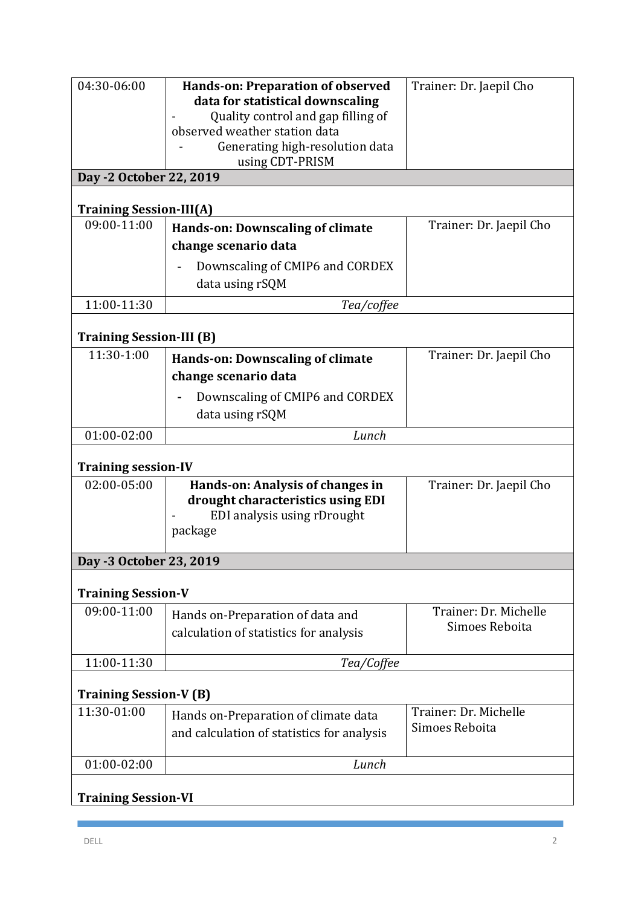| | | |
|---|---|---|
| 04:30-06:00 | **Hands-on: Preparation of observed data for statistical downscaling**<br>- Quality control and gap filling of observed weather station data<br>- Generating high-resolution data using CDT-PRISM | Trainer: Dr. Jaepil Cho |
| **Day -2 October 22, 2019** | | |
| **Training Session-III(A)** | | |
| 09:00-11:00 | **Hands-on: Downscaling of climate change scenario data**<br>- Downscaling of CMIP6 and CORDEX data using rSQM | Trainer: Dr. Jaepil Cho |
| 11:00-11:30 | *Tea/coffee* | |
| **Training Session-III (B)** | | |
| 11:30-1:00 | **Hands-on: Downscaling of climate change scenario data**<br>- Downscaling of CMIP6 and CORDEX data using rSQM | Trainer: Dr. Jaepil Cho |
| 01:00-02:00 | *Lunch* | |
| **Training session-IV** | | |
| 02:00-05:00 | **Hands-on: Analysis of changes in drought characteristics using EDI**<br>- EDI analysis using rDrought package | Trainer: Dr. Jaepil Cho |
| **Day -3 October 23, 2019** | | |
| **Training Session-V** | | |
| 09:00-11:00 | Hands on-Preparation of data and calculation of statistics for analysis | Trainer: Dr. Michelle Simoes Reboita |
| 11:00-11:30 | *Tea/Coffee* | |
| **Training Session-V (B)** | | |
| 11:30-01:00 | Hands on-Preparation of climate data and calculation of statistics for analysis | Trainer: Dr. Michelle Simoes Reboita |
| 01:00-02:00 | *Lunch* | |
| **Training Session-VI** | | |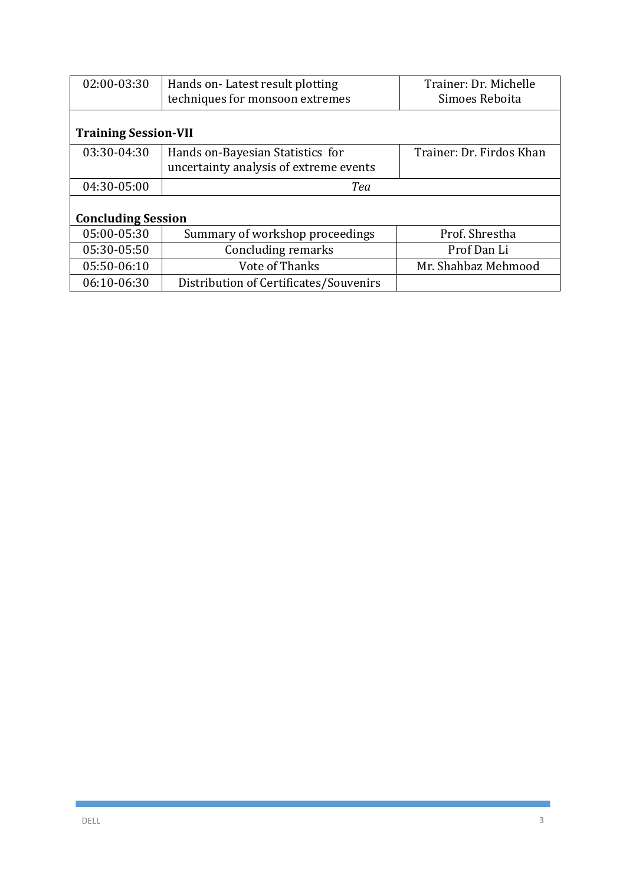| | | |
|---|---|---|
| 02:00-03:30 | Hands on- Latest result plotting techniques for monsoon extremes | Trainer: Dr. Michelle Simoes Reboita |
| **Training Session-VII** | | |
| 03:30-04:30 | Hands on-Bayesian Statistics for uncertainty analysis of extreme events | Trainer: Dr. Firdos Khan |
| 04:30-05:00 | *Tea* | |
| **Concluding Session** | | |
| 05:00-05:30 | Summary of workshop proceedings | Prof. Shrestha |
| 05:30-05:50 | Concluding remarks | Prof Dan Li |
| 05:50-06:10 | Vote of Thanks | Mr. Shahbaz Mehmood |
| 06:10-06:30 | Distribution of Certificates/Souvenirs | |